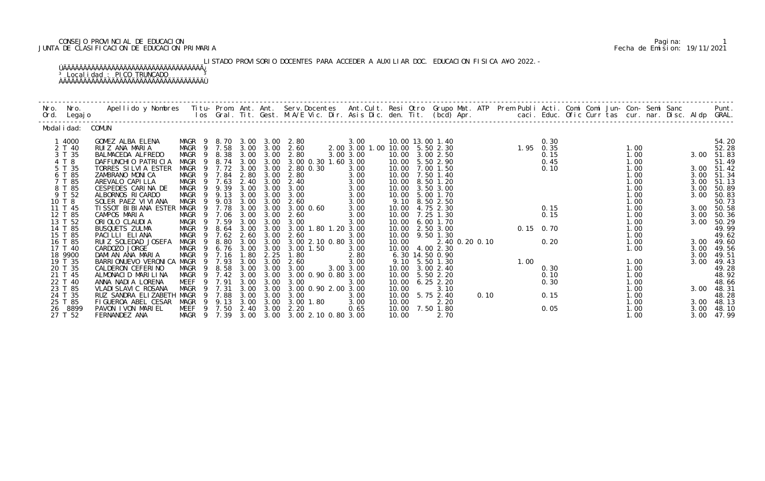CONSEJO PROVINCIAL DE EDUCACION
JUNTA DE CLASIFICACION DE EDUCACION PRIMARIA

Fecha de Emision: 19/11/2021

LISTADO PROVISORIO DOCENTES PARA ACCEDER A AUXILIAR DOC. EDUCACION FISICA A¥O 2022.-

Localidad : PICO TRUNCADO

Modalidad: COMUN

| Nro. Ord. | Nro. Legajo | Apellido y Nombres | Titu-los | Prom. Gral. | Ant. Tit. | Ant. Gest. | Serv.Docentes M.A/E Vic. Dir. | Ant.Cult. Asis Dic. | Resi den. | Otro Tit. | Grupo Mat. (bcd) | ATP Apr. | Prem caci. | Publi Educ. | Acti. Ofic | Comi Curr | Comi tas | Jun- cur. | Con- nar. | Semi Disc. | Sanc Aldp | Punt. GRAL. |
|---|---|---|---|---|---|---|---|---|---|---|---|---|---|---|---|---|---|---|---|---|---|---|
| 1 | 4000 | GOMEZ ALBA ELENA | MAGR 9 | 8.70 | 3.00 | 3.00 | 2.80 | 3.00 | 10.00 | 13.00 | 1.40 | | | 0.30 | | | | | | | | 54.20 |
| 2 | T 40 | RUIZ ANA MARIA | MAGR 9 | 7.58 | 3.00 | 3.00 | 2.60 | 2.00 3.00 1.00 | 10.00 | 5.50 | 2.30 | | 1.95 | 0.35 | | | | 1.00 | | | | 52.28 |
| 3 | T 35 | BALMACEDA ALFREDO | MAGR 9 | 8.38 | 3.00 | 3.00 | 2.80 | 3.00 3.00 | 10.00 | 3.00 | 2.50 | | | 0.15 | | | | 1.00 | | | 3.00 | 51.83 |
| 4 | T 8 | DAFFUNCHIO PATRICIA | MAGR 9 | 8.74 | 3.00 | 3.00 | 3.00 0.30 1.60 | 3.00 | 10.00 | 5.50 | 2.90 | | | 0.45 | | | | 1.00 | | | | 51.49 |
| 5 | T 35 | TORRES SILVIA ESTER | MAGR 9 | 7.72 | 3.00 | 3.00 | 2.80 0.30 | 3.00 | 10.00 | 7.00 | 1.50 | | | 0.10 | | | | 1.00 | | | 3.00 | 51.42 |
| 6 | T 85 | ZAMBRANO MONICA | MAGR 9 | 7.84 | 2.80 | 3.00 | 2.80 | 3.00 | 10.00 | 7.50 | 1.40 | | | | | | | 1.00 | | | 3.00 | 51.34 |
| 7 | T 85 | AREVALO CAPILLA | MAGR 9 | 7.63 | 2.40 | 3.00 | 2.40 | 3.00 | 10.00 | 8.50 | 1.20 | | | | | | | 1.00 | | | 3.00 | 51.13 |
| 8 | T 85 | CESPEDES CARINA DE | MAGR 9 | 9.39 | 3.00 | 3.00 | 3.00 | 3.00 | 10.00 | 3.50 | 3.00 | | | | | | | 1.00 | | | 3.00 | 50.89 |
| 9 | T 52 | ALBORNOS RICARDO | MAGR 9 | 9.13 | 3.00 | 3.00 | 3.00 | 3.00 | 10.00 | 5.00 | 1.70 | | | | | | | 1.00 | | | 3.00 | 50.83 |
| 10 | T 8 | SOLER PAEZ VIVIANA | MAGR 9 | 9.03 | 3.00 | 3.00 | 2.60 | 3.00 | 9.10 | 8.50 | 2.50 | | | | | | | 1.00 | | | | 50.73 |
| 11 | T 45 | TISSOT BIBIANA ESTER | MAGR 9 | 7.78 | 3.00 | 3.00 | 3.00 0.60 | 3.00 | 10.00 | 4.75 | 2.30 | | | 0.15 | | | | 1.00 | | | 3.00 | 50.58 |
| 12 | T 85 | CAMPOS MARIA | MAGR 9 | 7.06 | 3.00 | 3.00 | 2.60 | 3.00 | 10.00 | 7.25 | 1.30 | | | 0.15 | | | | 1.00 | | | 3.00 | 50.36 |
| 13 | T 52 | ORIOLO CLAUDIA | MAGR 9 | 7.59 | 3.00 | 3.00 | 3.00 | 3.00 | 10.00 | 6.00 | 1.70 | | | | | | | 1.00 | | | 3.00 | 50.29 |
| 14 | T 85 | BUSQUETS ZULMA | MAGR 9 | 8.64 | 3.00 | 3.00 | 3.00 1.80 1.20 | 3.00 | 10.00 | 2.50 | 3.00 | | 0.15 | 0.70 | | | | 1.00 | | | | 49.99 |
| 15 | T 85 | PACILLI ELIANA | MAGR 9 | 7.62 | 2.60 | 3.00 | 2.60 | 3.00 | 10.00 | 9.50 | 1.30 | | | | | | | 1.00 | | | | 49.62 |
| 16 | T 85 | RUIZ SOLEDAD JOSEFA | MAGR 9 | 8.80 | 3.00 | 3.00 | 3.00 2.10 0.80 | 3.00 | 10.00 | | 2.40 0.20 0.10 | | | 0.20 | | | | 1.00 | | | 3.00 | 49.60 |
| 17 | T 40 | CARDOZO JORGE | MAGR 9 | 6.76 | 3.00 | 3.00 | 3.00 1.50 | 3.00 | 10.00 | 4.00 | 2.30 | | | | | | | 1.00 | | | 3.00 | 49.56 |
| 18 | 9900 | DAMIAN ANA MARIA | MAGR 9 | 7.16 | 1.80 | 2.25 | 1.80 | 2.80 | 6.30 | 14.50 | 0.90 | | | | | | | | | | 3.00 | 49.51 |
| 19 | T 35 | BARRIONUEVO VERONICA | MAGR 9 | 7.93 | 3.00 | 3.00 | 2.60 | 3.00 | 9.10 | 5.50 | 1.30 | | 1.00 | | | | | 1.00 | | | 3.00 | 49.43 |
| 20 | T 35 | CALDERON CEFERINO | MAGR 9 | 8.58 | 3.00 | 3.00 | 3.00 | 3.00 3.00 | 10.00 | 3.00 | 2.40 | | | 0.30 | | | | 1.00 | | | | 49.28 |
| 21 | T 45 | ALMONACID MARILINA | MAGR 9 | 7.42 | 3.00 | 3.00 | 3.00 0.90 0.80 | 3.00 | 10.00 | 5.50 | 2.20 | | | 0.10 | | | | 1.00 | | | | 48.92 |
| 22 | T 40 | ANNA NADIA LORENA | MEEF 9 | 7.91 | 3.00 | 3.00 | 3.00 | 3.00 | 10.00 | 6.25 | 2.20 | | | 0.30 | | | | 1.00 | | | | 48.66 |
| 23 | T 85 | VLADISLAVIC ROSANA | MAGR 9 | 7.31 | 3.00 | 3.00 | 3.00 0.90 2.00 | 3.00 | 10.00 | | 3.10 | | | | | | | 1.00 | | | 3.00 | 48.31 |
| 24 | T 35 | RUZ SANDRA ELIZABETH | MAGR 9 | 7.88 | 3.00 | 3.00 | 3.00 | 3.00 | 10.00 | 5.75 | 2.40 | 0.10 | | 0.15 | | | | 1.00 | | | | 48.28 |
| 25 | T 85 | FIGUEROA ABEL CESAR | MAGR 9 | 9.13 | 3.00 | 3.00 | 3.00 1.80 | 3.00 | 10.00 | | 2.20 | | | | | | | 1.00 | | | 3.00 | 48.13 |
| 26 | 8899 | PAVON IVON MARIEL | MEEF 9 | 7.50 | 2.40 | 3.00 | 2.20 | 0.65 | 10.00 | 7.50 | 1.80 | | | 0.05 | | | | 1.00 | | | 3.00 | 48.10 |
| 27 | T 52 | FERNANDEZ ANA | MAGR 9 | 7.39 | 3.00 | 3.00 | 3.00 2.10 0.80 | 3.00 | 10.00 | | 2.70 | | | | | | | 1.00 | | | 3.00 | 47.99 |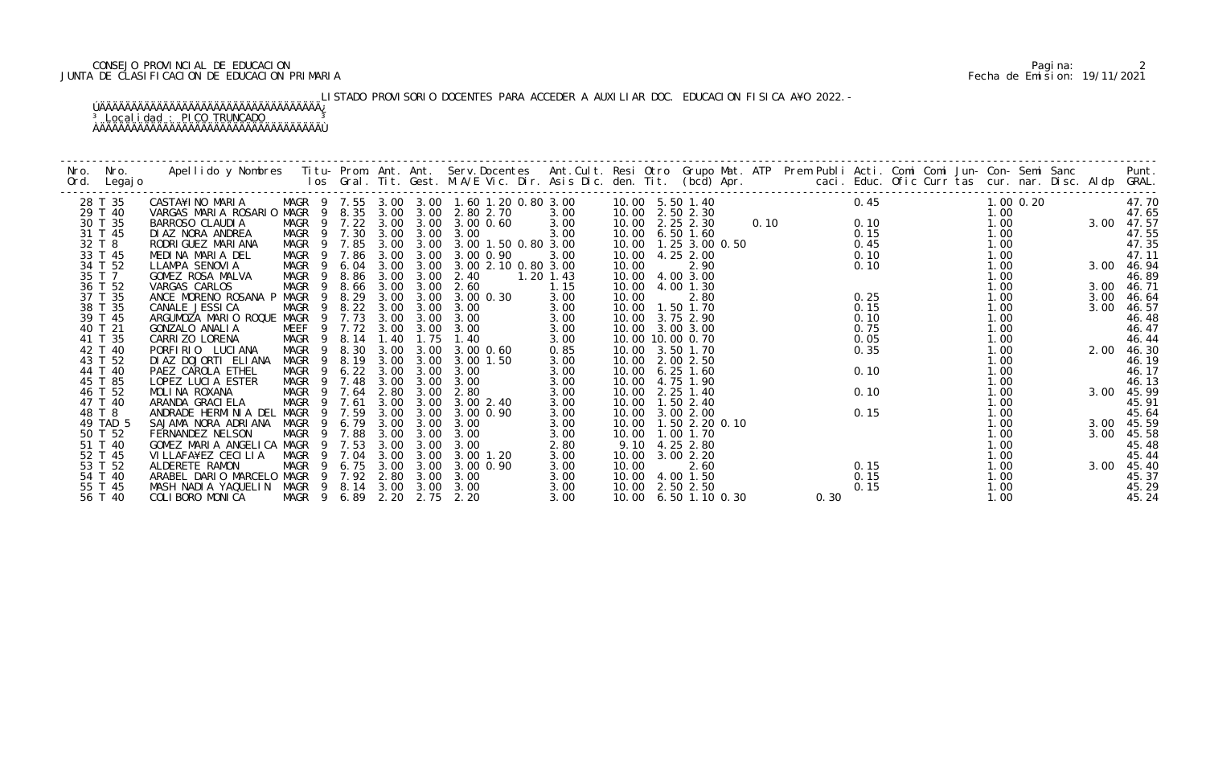CONSEJO PROVINCIAL DE EDUCACION
JUNTA DE CLASIFICACION DE EDUCACION PRIMARIA

LISTADO PROVISORIO DOCENTES PARA ACCEDER A AUXILIAR DOC. EDUCACION FISICA A¥O 2022.-

Localidad : PICO TRUNCADO

| Nro. Ord. | Nro. Legajo | Apellido y Nombres | Titu- los | Prom. Gral. | Ant. Tit. | Ant. Gest. | Serv.Docentes M.A/E Vic. Dir. | Ant.Cult. Asis Dic. | Resi den. | Otro Tit. | Grupo Mat. (bcd) | ATP Apr. | Prem Publi caci. | Acti. Educ. | Comi Ofic | Comi Curr | Jun- tas | Con- cur. | Semi nar. | Sanc Disc. | Aldp | Punt. GRAL. |
|---|---|---|---|---|---|---|---|---|---|---|---|---|---|---|---|---|---|---|---|---|---|---|
| 28 | T 35 | CASTA¥INO MARIA | MAGR 9 | 7.55 | 3.00 | 3.00 | 1.60 1.20 0.80 | 3.00 | 10.00 | 5.50 | 1.40 | | | 0.45 | | | | 1.00 | 0.20 | | | 47.70 |
| 29 | T 40 | VARGAS MARIA ROSARIO | MAGR 9 | 8.35 | 3.00 | 3.00 | 2.80 2.70 | 3.00 | 10.00 | 2.50 | 2.30 | | | | | | | 1.00 | | | | 47.65 |
| 30 | T 35 | BARROSO CLAUDIA | MAGR 9 | 7.22 | 3.00 | 3.00 | 3.00 0.60 | 3.00 | 10.00 | 2.25 | 2.30 | 0.10 | | 0.10 | | | | 1.00 | | | 3.00 | 47.57 |
| 31 | T 45 | DIAZ NORA ANDREA | MAGR 9 | 7.30 | 3.00 | 3.00 | 3.00 | 3.00 | 10.00 | 6.50 | 1.60 | | | 0.15 | | | | 1.00 | | | | 47.55 |
| 32 | T 8 | RODRIGUEZ MARIANA | MAGR 9 | 7.85 | 3.00 | 3.00 | 3.00 1.50 0.80 | 3.00 | 10.00 | 1.25 | 3.00 0.50 | | | 0.45 | | | | 1.00 | | | | 47.35 |
| 33 | T 45 | MEDINA MARIA DEL | MAGR 9 | 7.86 | 3.00 | 3.00 | 3.00 0.90 | 3.00 | 10.00 | 4.25 | 2.00 | | | 0.10 | | | | 1.00 | | | | 47.11 |
| 34 | T 52 | LLAMPA SENOVIA | MAGR 9 | 6.04 | 3.00 | 3.00 | 3.00 2.10 0.80 | 3.00 | 10.00 | | 2.90 | | | 0.10 | | | | 1.00 | | | 3.00 | 46.94 |
| 35 | T 7 | GOMEZ ROSA MALVA | MAGR 9 | 8.86 | 3.00 | 3.00 | 2.40 | 1.20 1.43 | 10.00 | 4.00 | 3.00 | | | | | | | 1.00 | | | | 46.89 |
| 36 | T 52 | VARGAS CARLOS | MAGR 9 | 8.66 | 3.00 | 3.00 | 2.60 | 1.15 | 10.00 | 4.00 | 1.30 | | | | | | | 1.00 | | | 3.00 | 46.71 |
| 37 | T 35 | ANCE MORENO ROSANA P | MAGR 9 | 8.29 | 3.00 | 3.00 | 3.00 0.30 | 3.00 | 10.00 | | 2.80 | | | 0.25 | | | | 1.00 | | | 3.00 | 46.64 |
| 38 | T 35 | CANALE JESSICA | MAGR 9 | 8.22 | 3.00 | 3.00 | 3.00 | 3.00 | 10.00 | 1.50 | 1.70 | | | 0.15 | | | | 1.00 | | | 3.00 | 46.57 |
| 39 | T 45 | ARGUMOZA MARIO ROQUE | MAGR 9 | 7.73 | 3.00 | 3.00 | 3.00 | 3.00 | 10.00 | 3.75 | 2.90 | | | 0.10 | | | | 1.00 | | | | 46.48 |
| 40 | T 21 | GONZALO ANALIA | MEEF 9 | 7.72 | 3.00 | 3.00 | 3.00 | 3.00 | 10.00 | 3.00 | 3.00 | | | 0.75 | | | | 1.00 | | | | 46.47 |
| 41 | T 35 | CARRIZO LORENA | MAGR 9 | 8.14 | 1.40 | 1.75 | 1.40 | 3.00 | 10.00 | 10.00 | 0.70 | | | 0.05 | | | | 1.00 | | | | 46.44 |
| 42 | T 40 | PORFIRIO LUCIANA | MAGR 9 | 8.30 | 3.00 | 3.00 | 3.00 0.60 | 0.85 | 10.00 | 3.50 | 1.70 | | | 0.35 | | | | 1.00 | | | 2.00 | 46.30 |
| 43 | T 52 | DIAZ DOJORTI ELIANA | MAGR 9 | 8.19 | 3.00 | 3.00 | 3.00 1.50 | 3.00 | 10.00 | 2.00 | 2.50 | | | | | | | 1.00 | | | | 46.19 |
| 44 | T 40 | PAEZ CAROLA ETHEL | MAGR 9 | 6.22 | 3.00 | 3.00 | 3.00 | 3.00 | 10.00 | 6.25 | 1.60 | | | 0.10 | | | | 1.00 | | | | 46.17 |
| 45 | T 85 | LOPEZ LUCIA ESTER | MAGR 9 | 7.48 | 3.00 | 3.00 | 3.00 | 3.00 | 10.00 | 4.75 | 1.90 | | | | | | | 1.00 | | | | 46.13 |
| 46 | T 52 | MOLINA ROXANA | MAGR 9 | 7.64 | 2.80 | 3.00 | 2.80 | 3.00 | 10.00 | 2.25 | 1.40 | | | 0.10 | | | | 1.00 | | | 3.00 | 45.99 |
| 47 | T 40 | ARANDA GRACIELA | MAGR 9 | 7.61 | 3.00 | 3.00 | 3.00 2.40 | 3.00 | 10.00 | 1.50 | 2.40 | | | | | | | 1.00 | | | | 45.91 |
| 48 | T 8 | ANDRADE HERMINIA DEL | MAGR 9 | 7.59 | 3.00 | 3.00 | 3.00 0.90 | 3.00 | 10.00 | 3.00 | 2.00 | | | 0.15 | | | | 1.00 | | | | 45.64 |
| 49 | TAD 5 | SAJAMA NORA ADRIANA | MAGR 9 | 6.79 | 3.00 | 3.00 | 3.00 | 3.00 | 10.00 | 1.50 | 2.20 0.10 | | | | | | | 1.00 | | | 3.00 | 45.59 |
| 50 | T 52 | FERNANDEZ NELSON | MAGR 9 | 7.88 | 3.00 | 3.00 | 3.00 | 3.00 | 10.00 | 1.00 | 1.70 | | | | | | | 1.00 | | | 3.00 | 45.58 |
| 51 | T 40 | GOMEZ MARIA ANGELICA | MAGR 9 | 7.53 | 3.00 | 3.00 | 3.00 | 2.80 | 9.10 | 4.25 | 2.80 | | | | | | | 1.00 | | | | 45.48 |
| 52 | T 45 | VILLAFA¥EZ CECILIA | MAGR 9 | 7.04 | 3.00 | 3.00 | 3.00 1.20 | 3.00 | 10.00 | 3.00 | 2.20 | | | | | | | 1.00 | | | | 45.44 |
| 53 | T 52 | ALDERETE RAMON | MAGR 9 | 6.75 | 3.00 | 3.00 | 3.00 0.90 | 3.00 | 10.00 | | 2.60 | | | 0.15 | | | | 1.00 | | | 3.00 | 45.40 |
| 54 | T 40 | ARABEL DARIO MARCELO | MAGR 9 | 7.92 | 2.80 | 3.00 | 3.00 | 3.00 | 10.00 | 4.00 | 1.50 | | | 0.15 | | | | 1.00 | | | | 45.37 |
| 55 | T 45 | MASH NADIA YAQUELIN | MAGR 9 | 8.14 | 3.00 | 3.00 | 3.00 | 3.00 | 10.00 | 2.50 | 2.50 | | | 0.15 | | | | 1.00 | | | | 45.29 |
| 56 | T 40 | COLIBORO MONICA | MAGR 9 | 6.89 | 2.20 | 2.75 | 2.20 | 3.00 | 10.00 | 6.50 | 1.10 0.30 | | 0.30 | | | | | 1.00 | | | | 45.24 |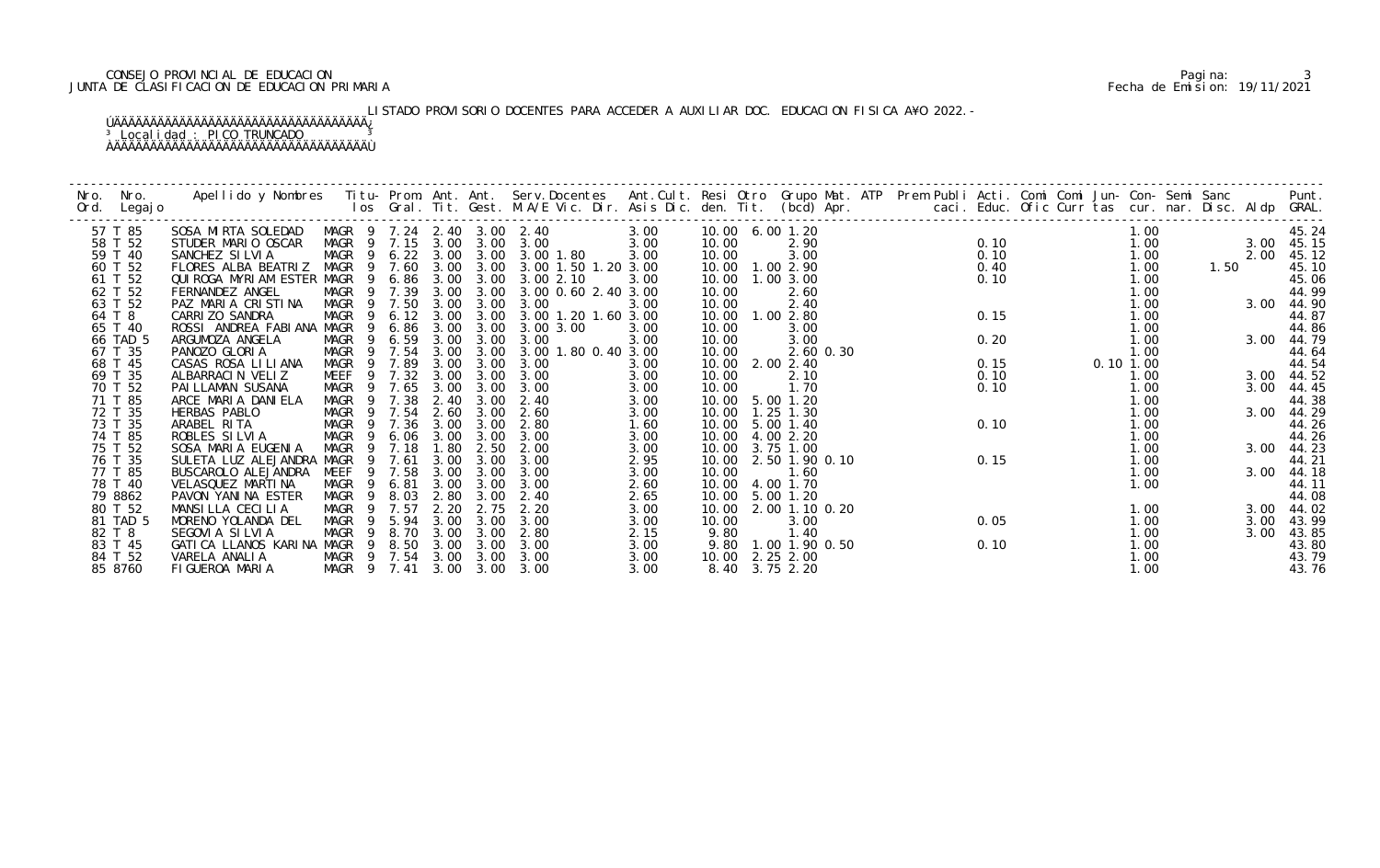CONSEJO PROVINCIAL DE EDUCACION
JUNTA DE CLASIFICACION DE EDUCACION PRIMARIA

Pagina: 3
Fecha de Emision: 19/11/2021

LISTADO PROVISORIO DOCENTES PARA ACCEDER A AUXILIAR DOC. EDUCACION FISICA A¥O 2022.-

Localidad : PICO TRUNCADO

| Nro. Ord. | Nro. Legajo | Apellido y Nombres | Titu- los | Prom. Gral. | Ant. Tit. | Ant. Gest. | Serv.Docentes M.A/E Vic. Dir. | Ant.Cult. Asis Dic. | Resi den. | Otro Tit. | Grupo Mat. (bcd) | ATP Apr. | Prem Publi caci. | Acti. Educ. | Comi Ofic | Comi Curr | Jun- tas | Con- cur. | Semi nar. | Sanc Disc. | Aldp | Punt. GRAL. |
|---|---|---|---|---|---|---|---|---|---|---|---|---|---|---|---|---|---|---|---|---|---|---|
| 57 | T 85 | SOSA MIRTA SOLEDAD | MAGR 9 | 7.24 | 2.40 | 3.00 | 2.40 | 3.00 | 10.00 | 6.00 | 1.20 | | | | | | | 1.00 | | | | 45.24 |
| 58 | T 52 | STUDER MARIO OSCAR | MAGR 9 | 7.15 | 3.00 | 3.00 | 3.00 | 3.00 | 10.00 | | 2.90 | | | 0.10 | | | | 1.00 | | | 3.00 | 45.15 |
| 59 | T 40 | SANCHEZ SILVIA | MAGR 9 | 6.22 | 3.00 | 3.00 | 3.00 1.80 | 3.00 | 10.00 | | 3.00 | | | 0.10 | | | | 1.00 | | | 2.00 | 45.12 |
| 60 | T 52 | FLORES ALBA BEATRIZ | MAGR 9 | 7.60 | 3.00 | 3.00 | 3.00 1.50 1.20 | 3.00 | 10.00 | 1.00 | 2.90 | | | 0.40 | | | | 1.00 | | 1.50 | | 45.10 |
| 61 | T 52 | QUIROGA MYRIAM ESTER | MAGR 9 | 6.86 | 3.00 | 3.00 | 3.00 2.10 | 3.00 | 10.00 | 1.00 | 3.00 | | | 0.10 | | | | 1.00 | | | | 45.06 |
| 62 | T 52 | FERNANDEZ ANGEL | MAGR 9 | 7.39 | 3.00 | 3.00 | 3.00 0.60 2.40 | 3.00 | 10.00 | | 2.60 | | | | | | | 1.00 | | | | 44.99 |
| 63 | T 52 | PAZ MARIA CRISTINA | MAGR 9 | 7.50 | 3.00 | 3.00 | 3.00 | 3.00 | 10.00 | | 2.40 | | | | | | | 1.00 | | | 3.00 | 44.90 |
| 64 | T 8 | CARRIZO SANDRA | MAGR 9 | 6.12 | 3.00 | 3.00 | 3.00 1.20 1.60 | 3.00 | 10.00 | 1.00 | 2.80 | | | 0.15 | | | | 1.00 | | | | 44.87 |
| 65 | T 40 | ROSSI ANDREA FABIANA | MAGR 9 | 6.86 | 3.00 | 3.00 | 3.00 3.00 | 3.00 | 10.00 | | 3.00 | | | | | | | 1.00 | | | | 44.86 |
| 66 | TAD 5 | ARGUMOZA ANGELA | MAGR 9 | 6.59 | 3.00 | 3.00 | 3.00 | 3.00 | 10.00 | | 3.00 | | | 0.20 | | | | 1.00 | | | 3.00 | 44.79 |
| 67 | T 35 | PANOZO GLORIA | MAGR 9 | 7.54 | 3.00 | 3.00 | 3.00 1.80 0.40 | 3.00 | 10.00 | | 2.60 | 0.30 | | | | | | 1.00 | | | | 44.64 |
| 68 | T 45 | CASAS ROSA LILIANA | MAGR 9 | 7.89 | 3.00 | 3.00 | 3.00 | 3.00 | 10.00 | 2.00 | 2.40 | | | 0.15 | | | 0.10 | 1.00 | | | | 44.54 |
| 69 | T 35 | ALBARRACIN VELIZ | MEEF 9 | 7.32 | 3.00 | 3.00 | 3.00 | 3.00 | 10.00 | | 2.10 | | | 0.10 | | | | 1.00 | | | 3.00 | 44.52 |
| 70 | T 52 | PAILLAMAN SUSANA | MAGR 9 | 7.65 | 3.00 | 3.00 | 3.00 | 3.00 | 10.00 | | 1.70 | | | 0.10 | | | | 1.00 | | | 3.00 | 44.45 |
| 71 | T 85 | ARCE MARIA DANIELA | MAGR 9 | 7.38 | 2.40 | 3.00 | 2.40 | 3.00 | 10.00 | 5.00 | 1.20 | | | | | | | 1.00 | | | | 44.38 |
| 72 | T 35 | HERBAS PABLO | MAGR 9 | 7.54 | 2.60 | 3.00 | 2.60 | 3.00 | 10.00 | 1.25 | 1.30 | | | | | | | 1.00 | | | 3.00 | 44.29 |
| 73 | T 35 | ARABEL RITA | MAGR 9 | 7.36 | 3.00 | 3.00 | 2.80 | 1.60 | 10.00 | 5.00 | 1.40 | | | 0.10 | | | | 1.00 | | | | 44.26 |
| 74 | T 85 | ROBLES SILVIA | MAGR 9 | 6.06 | 3.00 | 3.00 | 3.00 | 3.00 | 10.00 | 4.00 | 2.20 | | | | | | | 1.00 | | | | 44.26 |
| 75 | T 52 | SOSA MARIA EUGENIA | MAGR 9 | 7.18 | 1.80 | 2.50 | 2.00 | 3.00 | 10.00 | 3.75 | 1.00 | | | | | | | 1.00 | | | 3.00 | 44.23 |
| 76 | T 35 | SULETA LUZ ALEJANDRA | MAGR 9 | 7.61 | 3.00 | 3.00 | 3.00 | 2.95 | 10.00 | 2.50 | 1.90 | 0.10 | | 0.15 | | | | 1.00 | | | | 44.21 |
| 77 | T 85 | BUSCAROLO ALEJANDRA | MEEF 9 | 7.58 | 3.00 | 3.00 | 3.00 | 3.00 | 10.00 | | 1.60 | | | | | | | 1.00 | | | 3.00 | 44.18 |
| 78 | T 40 | VELASQUEZ MARTINA | MAGR 9 | 6.81 | 3.00 | 3.00 | 3.00 | 2.60 | 10.00 | 4.00 | 1.70 | | | | | | | 1.00 | | | | 44.11 |
| 79 | 8862 | PAVON YANINA ESTER | MAGR 9 | 8.03 | 2.80 | 3.00 | 2.40 | 2.65 | 10.00 | 5.00 | 1.20 | | | | | | | | | | | 44.08 |
| 80 | T 52 | MANSILLA CECILIA | MAGR 9 | 7.57 | 2.20 | 2.75 | 2.20 | 3.00 | 10.00 | 2.00 | 1.10 | 0.20 | | | | | | 1.00 | | | 3.00 | 44.02 |
| 81 | TAD 5 | MORENO YOLANDA DEL | MAGR 9 | 5.94 | 3.00 | 3.00 | 3.00 | 3.00 | 10.00 | | 3.00 | | | 0.05 | | | | 1.00 | | | 3.00 | 43.99 |
| 82 | T 8 | SEGOVIA SILVIA | MAGR 9 | 8.70 | 3.00 | 3.00 | 2.80 | 2.15 | 9.80 | | 1.40 | | | | | | | 1.00 | | | 3.00 | 43.85 |
| 83 | T 45 | GATICA LLANOS KARINA | MAGR 9 | 8.50 | 3.00 | 3.00 | 3.00 | 3.00 | 9.80 | 1.00 | 1.90 | 0.50 | | 0.10 | | | | 1.00 | | | | 43.80 |
| 84 | T 52 | VARELA ANALIA | MAGR 9 | 7.54 | 3.00 | 3.00 | 3.00 | 3.00 | 10.00 | 2.25 | 2.00 | | | | | | | 1.00 | | | | 43.79 |
| 85 | 8760 | FIGUEROA MARIA | MAGR 9 | 7.41 | 3.00 | 3.00 | 3.00 | 3.00 | 8.40 | 3.75 | 2.20 | | | | | | | 1.00 | | | | 43.76 |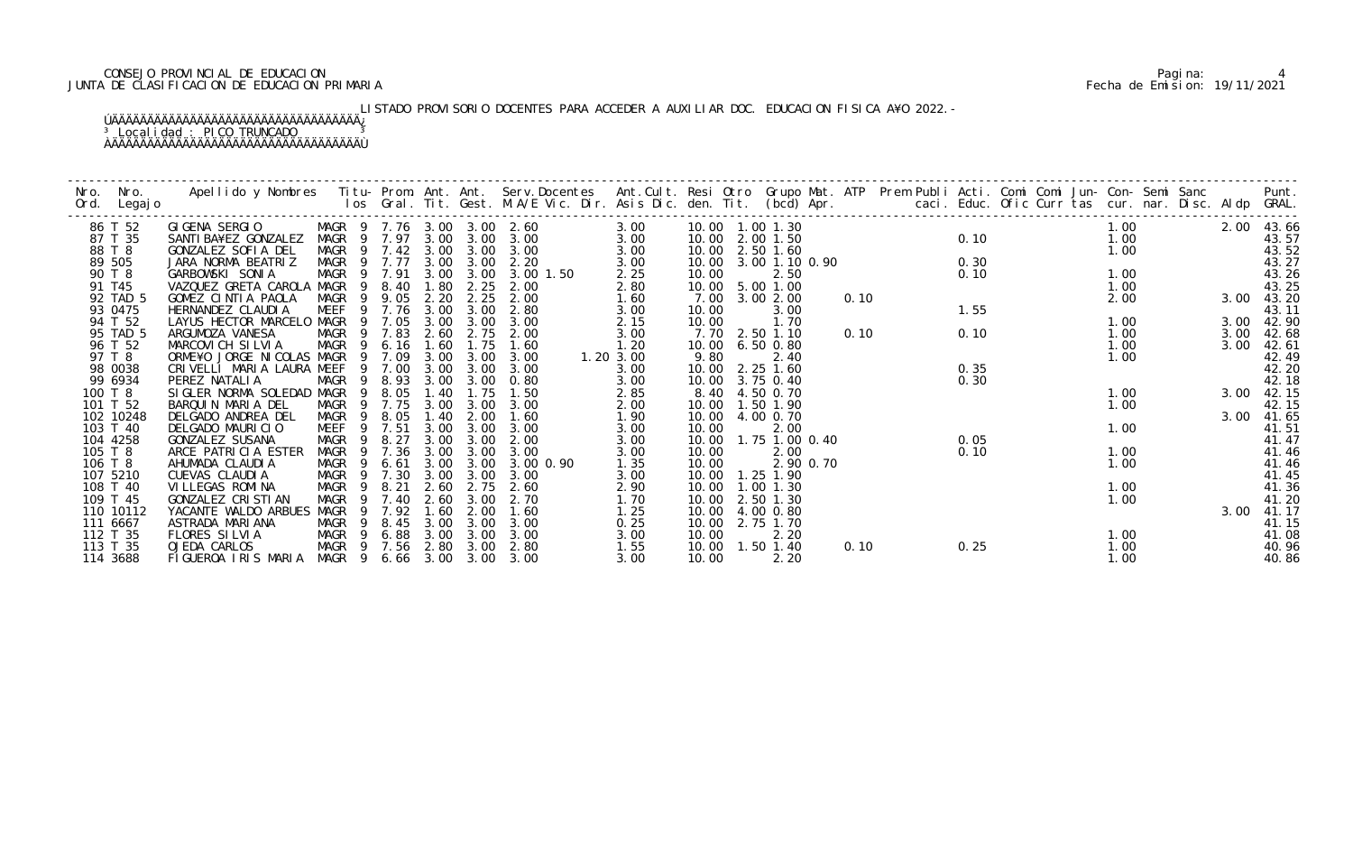CONSEJO PROVINCIAL DE EDUCACION
JUNTA DE CLASIFICACION DE EDUCACION PRIMARIA

Fecha de Emision: 19/11/2021

LISTADO PROVISORIO DOCENTES PARA ACCEDER A AUXILIAR DOC. EDUCACION FISICA A¥O 2022.-

³ Localidad : PICO TRUNCADO ³

| Nro. Ord. | Nro. Legajo | Apellido y Nombres | Titu- los | Prom. Gral. | Ant. Tit. | Ant. Gest. | Serv.Docentes M.A/E Vic. Dir. | Ant.Cult. Asis Dic. | Resi den. | Otro Tit. | Grupo Mat. (bcd) Apr. | ATP | Prem Publi caci. | Acti. Educ. | Comi Ofic | Comi Curr | Jun- tas | Con- cur. | Semi nar. | Sanc Disc. | Aldp | Punt. GRAL. |
|---|---|---|---|---|---|---|---|---|---|---|---|---|---|---|---|---|---|---|---|---|---|---|
| 86 | T 52 | GIGENA SERGIO | MAGR 9 | 7.76 | 3.00 | 3.00 | 2.60 | 3.00 | 10.00 | 1.00 | 1.30 | | | | | | | 1.00 | | | 2.00 | 43.66 |
| 87 | T 35 | SANTIBA¥EZ GONZALEZ | MAGR 9 | 7.97 | 3.00 | 3.00 | 3.00 | 3.00 | 10.00 | 2.00 | 1.50 | | | 0.10 | | | | 1.00 | | | | 43.57 |
| 88 | T 8 | GONZALEZ SOFIA DEL | MAGR 9 | 7.42 | 3.00 | 3.00 | 3.00 | 3.00 | 10.00 | 2.50 | 1.60 | | | | | | | 1.00 | | | | 43.52 |
| 89 | 505 | JARA NORMA BEATRIZ | MAGR 9 | 7.77 | 3.00 | 3.00 | 2.20 | 3.00 | 10.00 | 3.00 | 1.10 0.90 | | | 0.30 | | | | | | | | 43.27 |
| 90 | T 8 | GARBOWSKI SONIA | MAGR 9 | 7.91 | 3.00 | 3.00 | 3.00 1.50 | 2.25 | 10.00 | | 2.50 | | | 0.10 | | | | 1.00 | | | | 43.26 |
| 91 | T45 | VAZQUEZ GRETA CAROLA | MAGR 9 | 8.40 | 1.80 | 2.25 | 2.00 | 2.80 | 10.00 | 5.00 | 1.00 | | | | | | | 1.00 | | | | 43.25 |
| 92 | TAD 5 | GOMEZ CINTIA PAOLA | MAGR 9 | 9.05 | 2.20 | 2.25 | 2.00 | 1.60 | 7.00 | 3.00 | 2.00 | 0.10 | | | | | | 2.00 | | | 3.00 | 43.20 |
| 93 | 0475 | HERNANDEZ CLAUDIA | MEEF 9 | 7.76 | 3.00 | 3.00 | 2.80 | 3.00 | 10.00 | | 3.00 | | | 1.55 | | | | | | | | 43.11 |
| 94 | T 52 | LAYUS HECTOR MARCELO | MAGR 9 | 7.05 | 3.00 | 3.00 | 3.00 | 2.15 | 10.00 | | 1.70 | | | | | | | 1.00 | | | 3.00 | 42.90 |
| 95 | TAD 5 | ARGUMOZA VANESA | MAGR 9 | 7.83 | 2.60 | 2.75 | 2.00 | 3.00 | 7.70 | 2.50 | 1.10 | 0.10 | | 0.10 | | | | 1.00 | | | 3.00 | 42.68 |
| 96 | T 52 | MARCOVICH SILVIA | MAGR 9 | 6.16 | 1.60 | 1.75 | 1.60 | 1.20 | 10.00 | 6.50 | 0.80 | | | | | | | 1.00 | | | 3.00 | 42.61 |
| 97 | T 8 | ORME¥O JORGE NICOLAS | MAGR 9 | 7.09 | 3.00 | 3.00 | 3.00 | 1.20 3.00 | 9.80 | | 2.40 | | | | | | | 1.00 | | | | 42.49 |
| 98 | 0038 | CRIVELLI MARIA LAURA | MEEF 9 | 7.00 | 3.00 | 3.00 | 3.00 | 3.00 | 10.00 | 2.25 | 1.60 | | | 0.35 | | | | | | | | 42.20 |
| 99 | 6934 | PEREZ NATALIA | MAGR 9 | 8.93 | 3.00 | 3.00 | 0.80 | 3.00 | 10.00 | 3.75 | 0.40 | | | 0.30 | | | | | | | | 42.18 |
| 100 | T 8 | SIGLER NORMA SOLEDAD | MAGR 9 | 8.05 | 1.40 | 1.75 | 1.50 | 2.85 | 8.40 | 4.50 | 0.70 | | | | | | | 1.00 | | | 3.00 | 42.15 |
| 101 | T 52 | BARQUIN MARIA DEL | MAGR 9 | 7.75 | 3.00 | 3.00 | 3.00 | 2.00 | 10.00 | 1.50 | 1.90 | | | | | | | 1.00 | | | | 42.15 |
| 102 | 10248 | DELGADO ANDREA DEL | MAGR 9 | 8.05 | 1.40 | 2.00 | 1.60 | 1.90 | 10.00 | 4.00 | 0.70 | | | | | | | | | | 3.00 | 41.65 |
| 103 | T 40 | DELGADO MAURICIO | MEEF 9 | 7.51 | 3.00 | 3.00 | 3.00 | 3.00 | 10.00 | | 2.00 | | | | | | | 1.00 | | | | 41.51 |
| 104 | 4258 | GONZALEZ SUSANA | MAGR 9 | 8.27 | 3.00 | 3.00 | 2.00 | 3.00 | 10.00 | 1.75 | 1.00 0.40 | | | 0.05 | | | | | | | | 41.47 |
| 105 | T 8 | ARCE PATRICIA ESTER | MAGR 9 | 7.36 | 3.00 | 3.00 | 3.00 | 3.00 | 10.00 | | 2.00 | | | 0.10 | | | | 1.00 | | | | 41.46 |
| 106 | T 8 | AHUMADA CLAUDIA | MAGR 9 | 6.61 | 3.00 | 3.00 | 3.00 0.90 | 1.35 | 10.00 | | 2.90 0.70 | | | | | | | 1.00 | | | | 41.46 |
| 107 | 5210 | CUEVAS CLAUDIA | MAGR 9 | 7.30 | 3.00 | 3.00 | 3.00 | 3.00 | 10.00 | 1.25 | 1.90 | | | | | | | | | | | 41.45 |
| 108 | T 40 | VILLEGAS ROMINA | MAGR 9 | 8.21 | 2.60 | 2.75 | 2.60 | 2.90 | 10.00 | 1.00 | 1.30 | | | | | | | 1.00 | | | | 41.36 |
| 109 | T 45 | GONZALEZ CRISTIAN | MAGR 9 | 7.40 | 2.60 | 3.00 | 2.70 | 1.70 | 10.00 | 2.50 | 1.30 | | | | | | | 1.00 | | | | 41.20 |
| 110 | 10112 | YACANTE WALDO ARBUES | MAGR 9 | 7.92 | 1.60 | 2.00 | 1.60 | 1.25 | 10.00 | 4.00 | 0.80 | | | | | | | | | | 3.00 | 41.17 |
| 111 | 6667 | ASTRADA MARIANA | MAGR 9 | 8.45 | 3.00 | 3.00 | 3.00 | 0.25 | 10.00 | 2.75 | 1.70 | | | | | | | | | | | 41.15 |
| 112 | T 35 | FLORES SILVIA | MAGR 9 | 6.88 | 3.00 | 3.00 | 3.00 | 3.00 | 10.00 | | 2.20 | | | | | | | 1.00 | | | | 41.08 |
| 113 | T 35 | OJEDA CARLOS | MAGR 9 | 7.56 | 2.80 | 3.00 | 2.80 | 1.55 | 10.00 | 1.50 | 1.40 | 0.10 | | 0.25 | | | | 1.00 | | | | 40.96 |
| 114 | 3688 | FIGUEROA IRIS MARIA | MAGR 9 | 6.66 | 3.00 | 3.00 | 3.00 | 3.00 | 10.00 | | 2.20 | | | | | | | 1.00 | | | | 40.86 |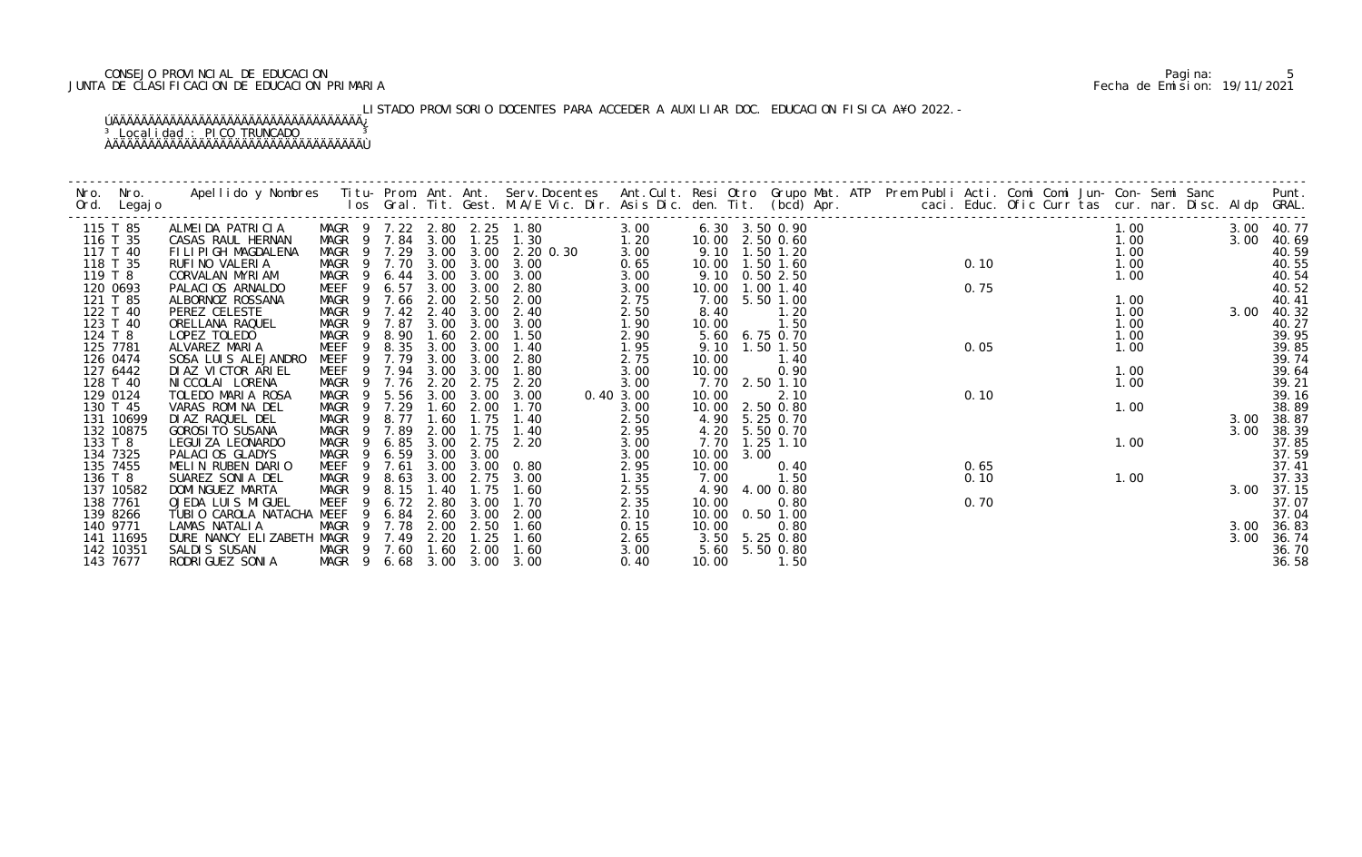CONSEJO PROVINCIAL DE EDUCACION
JUNTA DE CLASIFICACION DE EDUCACION PRIMARIA

Fecha de Emision: 19/11/2021

LISTADO PROVISORIO DOCENTES PARA ACCEDER A AUXILIAR DOC. EDUCACION FISICA A¥O 2022.-

³ Localidad : PICO TRUNCADO

| Nro. Ord. | Nro. Legajo | Apellido y Nombres | Titu- los | Prom. Gral. | Ant. Tit. | Ant. Gest. | Serv.Docentes M.A/E Vic. Dir. | Ant.Cult. Asis Dic. | Resi den. | Otro Tit. | Grupo Mat. (bcd) | ATP Apr. | Prem Publi caci. | Acti. Educ. | Comi Ofic | Comi Curr | Jun- tas | Con- cur. | Semi nar. | Sanc Disc. | Aldp | Punt. GRAL. |
|---|---|---|---|---|---|---|---|---|---|---|---|---|---|---|---|---|---|---|---|---|---|---|
| 115 | T 85 | ALMEIDA PATRICIA | MAGR 9 | 7.22 | 2.80 | 2.25 | 1.80 | 3.00 | 6.30 | 3.50 | 0.90 | | | | | | | 1.00 | | | 3.00 | 40.77 |
| 116 | T 35 | CASAS RAUL HERNAN | MAGR 9 | 7.84 | 3.00 | 1.25 | 1.30 | 1.20 | 10.00 | 2.50 | 0.60 | | | | | | | 1.00 | | | 3.00 | 40.69 |
| 117 | T 40 | FILIPIGH MAGDALENA | MAGR 9 | 7.29 | 3.00 | 3.00 | 2.20 0.30 | 3.00 | 9.10 | 1.50 | 1.20 | | | | | | | 1.00 | | | | 40.59 |
| 118 | T 35 | RUFINO VALERIA | MAGR 9 | 7.70 | 3.00 | 3.00 | 3.00 | 0.65 | 10.00 | 1.50 | 1.60 | | | 0.10 | | | | 1.00 | | | | 40.55 |
| 119 | T 8 | CORVALAN MYRIAM | MAGR 9 | 6.44 | 3.00 | 3.00 | 3.00 | 3.00 | 9.10 | 0.50 | 2.50 | | | | | | | 1.00 | | | | 40.54 |
| 120 | 0693 | PALACIOS ARNALDO | MEEF 9 | 6.57 | 3.00 | 3.00 | 2.80 | 3.00 | 10.00 | 1.00 | 1.40 | | | 0.75 | | | | | | | | 40.52 |
| 121 | T 85 | ALBORNOZ ROSSANA | MAGR 9 | 7.66 | 2.00 | 2.50 | 2.00 | 2.75 | 7.00 | 5.50 | 1.00 | | | | | | | 1.00 | | | | 40.41 |
| 122 | T 40 | PEREZ CELESTE | MAGR 9 | 7.42 | 2.40 | 3.00 | 2.40 | 2.50 | 8.40 | | 1.20 | | | | | | | 1.00 | | | 3.00 | 40.32 |
| 123 | T 40 | ORELLANA RAQUEL | MAGR 9 | 7.87 | 3.00 | 3.00 | 3.00 | 1.90 | 10.00 | | 1.50 | | | | | | | 1.00 | | | | 40.27 |
| 124 | T 8 | LOPEZ TOLEDO | MAGR 9 | 8.90 | 1.60 | 2.00 | 1.50 | 2.90 | 5.60 | 6.75 | 0.70 | | | | | | | 1.00 | | | | 39.95 |
| 125 | 7781 | ALVAREZ MARIA | MEEF 9 | 8.35 | 3.00 | 3.00 | 1.40 | 1.95 | 9.10 | 1.50 | 1.50 | | | 0.05 | | | | 1.00 | | | | 39.85 |
| 126 | 0474 | SOSA LUIS ALEJANDRO | MEEF 9 | 7.79 | 3.00 | 3.00 | 2.80 | 2.75 | 10.00 | | 1.40 | | | | | | | | | | | 39.74 |
| 127 | 6442 | DIAZ VICTOR ARIEL | MEEF 9 | 7.94 | 3.00 | 3.00 | 1.80 | 3.00 | 10.00 | | 0.90 | | | | | | | 1.00 | | | | 39.64 |
| 128 | T 40 | NICCOLAI LORENA | MAGR 9 | 7.76 | 2.20 | 2.75 | 2.20 | 3.00 | 7.70 | 2.50 | 1.10 | | | | | | | 1.00 | | | | 39.21 |
| 129 | 0124 | TOLEDO MARIA ROSA | MAGR 9 | 5.56 | 3.00 | 3.00 | 3.00 | 0.40 3.00 | 10.00 | | 2.10 | | | 0.10 | | | | | | | | 39.16 |
| 130 | T 45 | VARAS ROMINA DEL | MAGR 9 | 7.29 | 1.60 | 2.00 | 1.70 | 3.00 | 10.00 | 2.50 | 0.80 | | | | | | | 1.00 | | | | 38.89 |
| 131 | 10699 | DIAZ RAQUEL DEL | MAGR 9 | 8.77 | 1.60 | 1.75 | 1.40 | 2.50 | 4.90 | 5.25 | 0.70 | | | | | | | | | | 3.00 | 38.87 |
| 132 | 10875 | GOROSITO SUSANA | MAGR 9 | 7.89 | 2.00 | 1.75 | 1.40 | 2.95 | 4.20 | 5.50 | 0.70 | | | | | | | | | | 3.00 | 38.39 |
| 133 | T 8 | LEGUIZA LEONARDO | MAGR 9 | 6.85 | 3.00 | 2.75 | 2.20 | 3.00 | 7.70 | 1.25 | 1.10 | | | | | | | 1.00 | | | | 37.85 |
| 134 | 7325 | PALACIOS GLADYS | MAGR 9 | 6.59 | 3.00 | 3.00 | | 3.00 | 10.00 | 3.00 | | | | | | | | | | | | 37.59 |
| 135 | 7455 | MELIN RUBEN DARIO | MEEF 9 | 7.61 | 3.00 | 3.00 | 0.80 | 2.95 | 10.00 | | 0.40 | | | 0.65 | | | | | | | | 37.41 |
| 136 | T 8 | SUAREZ SONIA DEL | MAGR 9 | 8.63 | 3.00 | 2.75 | 3.00 | 1.35 | 7.00 | | 1.50 | | | 0.10 | | | | 1.00 | | | | 37.33 |
| 137 | 10582 | DOMINGUEZ MARTA | MAGR 9 | 8.15 | 1.40 | 1.75 | 1.60 | 2.55 | 4.90 | 4.00 | 0.80 | | | | | | | | | | 3.00 | 37.15 |
| 138 | 7761 | OJEDA LUIS MIGUEL | MEEF 9 | 6.72 | 2.80 | 3.00 | 1.70 | 2.35 | 10.00 | | 0.80 | | | 0.70 | | | | | | | | 37.07 |
| 139 | 8266 | TUBIO CAROLA NATACHA | MEEF 9 | 6.84 | 2.60 | 3.00 | 2.00 | 2.10 | 10.00 | 0.50 | 1.00 | | | | | | | | | | | 37.04 |
| 140 | 9771 | LAMAS NATALIA | MAGR 9 | 7.78 | 2.00 | 2.50 | 1.60 | 0.15 | 10.00 | | 0.80 | | | | | | | | | | 3.00 | 36.83 |
| 141 | 11695 | DURE NANCY ELIZABETH | MAGR 9 | 7.49 | 2.20 | 1.25 | 1.60 | 2.65 | 3.50 | 5.25 | 0.80 | | | | | | | | | | 3.00 | 36.74 |
| 142 | 10351 | SALDIS SUSAN | MAGR 9 | 7.60 | 1.60 | 2.00 | 1.60 | 3.00 | 5.60 | 5.50 | 0.80 | | | | | | | | | | | 36.70 |
| 143 | 7677 | RODRIGUEZ SONIA | MAGR 9 | 6.68 | 3.00 | 3.00 | 3.00 | 0.40 | 10.00 | | 1.50 | | | | | | | | | | | 36.58 |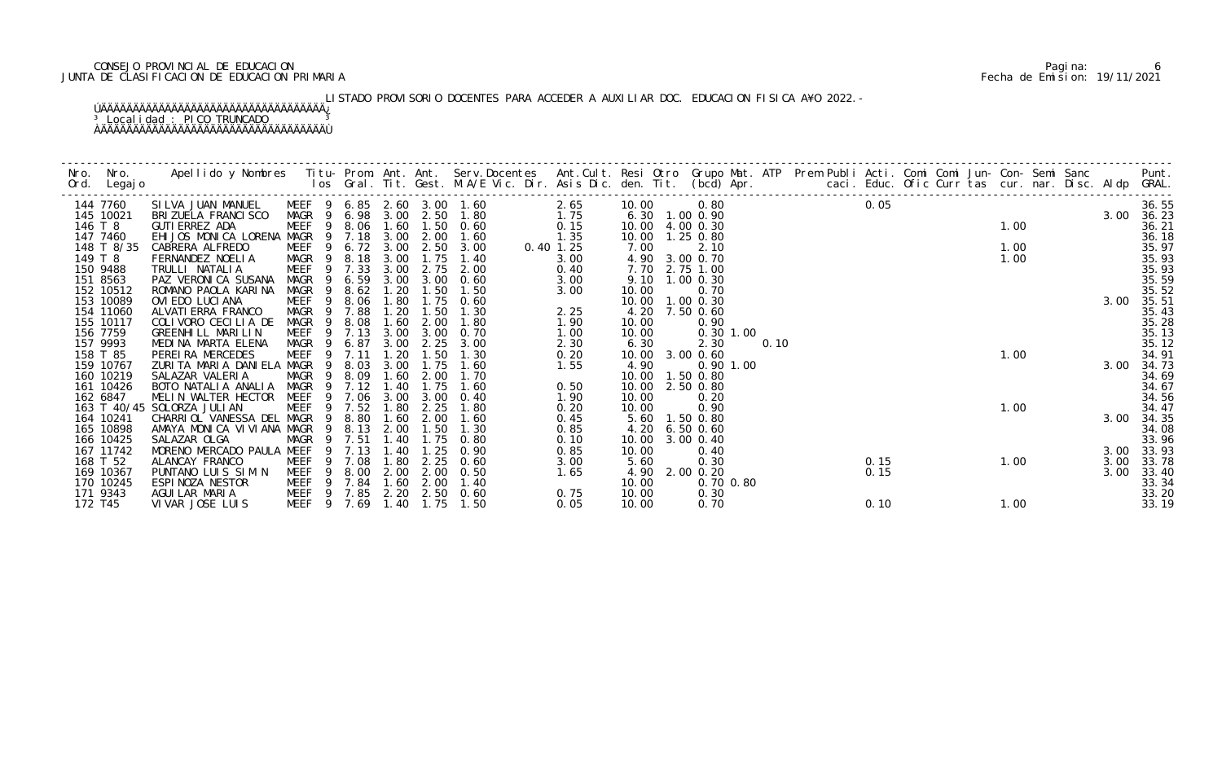CONSEJO PROVINCIAL DE EDUCACION
JUNTA DE CLASIFICACION DE EDUCACION PRIMARIA

Fecha de Emision: 19/11/2021

LISTADO PROVISORIO DOCENTES PARA ACCEDER A AUXILIAR DOC. EDUCACION FISICA A¥O 2022.-

Localidad : PICO TRUNCADO

| Nro. Ord. | Nro. Legajo | Apellido y Nombres | Titu-los | Prom. Gral. | Ant. Tit. | Ant. Gest. | Serv.Docentes M.A/E Vic. Dir. | Ant.Cult. Asis Dic. | Resi den. | Otro Tit. | Grupo (bcd) | Mat. Apr. | ATP | Prem Publi caci. | Acti. Educ. | Comi Ofic | Comi Curr | Jun-tas | Con-cur. | Semi nar. | Sanc Disc. | Aldp | Punt. GRAL. |
|---|---|---|---|---|---|---|---|---|---|---|---|---|---|---|---|---|---|---|---|---|---|---|---|
| 144 | 7760 | SILVA JUAN MANUEL | MEEF 9 | 6.85 | 2.60 | 3.00 | 1.60 | 2.65 | 10.00 | | 0.80 | | | | 0.05 | | | | | | | | 36.55 |
| 145 | 10021 | BRIZUELA FRANCISCO | MAGR 9 | 6.98 | 3.00 | 2.50 | 1.80 | 1.75 | 6.30 | 1.00 | 0.90 | | | | | | | | | | | 3.00 | 36.23 |
| 146 | T 8 | GUTIERREZ ADA | MEEF 9 | 8.06 | 1.60 | 1.50 | 0.60 | 0.15 | 10.00 | 4.00 | 0.30 | | | | | | | | 1.00 | | | | 36.21 |
| 147 | 7460 | EHIJOS MONICA LORENA | MAGR 9 | 7.18 | 3.00 | 2.00 | 1.60 | 1.35 | 10.00 | 1.25 | 0.80 | | | | | | | | | | | | 36.18 |
| 148 | T 8/35 | CABRERA ALFREDO | MEEF 9 | 6.72 | 3.00 | 2.50 | 3.00 | 0.40 1.25 | 7.00 | | 2.10 | | | | | | | | 1.00 | | | | 35.97 |
| 149 | T 8 | FERNANDEZ NOELIA | MAGR 9 | 8.18 | 3.00 | 1.75 | 1.40 | 3.00 | 4.90 | 3.00 | 0.70 | | | | | | | | 1.00 | | | | 35.93 |
| 150 | 9488 | TRULLI NATALIA | MEEF 9 | 7.33 | 3.00 | 2.75 | 2.00 | 0.40 | 7.70 | 2.75 | 1.00 | | | | | | | | | | | | 35.93 |
| 151 | 8563 | PAZ VERONICA SUSANA | MAGR 9 | 6.59 | 3.00 | 3.00 | 0.60 | 3.00 | 9.10 | 1.00 | 0.30 | | | | | | | | | | | | 35.59 |
| 152 | 10512 | ROMANO PAOLA KARINA | MAGR 9 | 8.62 | 1.20 | 1.50 | 1.50 | 3.00 | 10.00 | | 0.70 | | | | | | | | | | | | 35.52 |
| 153 | 10089 | OVIEDO LUCIANA | MEEF 9 | 8.06 | 1.80 | 1.75 | 0.60 | | 10.00 | 1.00 | 0.30 | | | | | | | | | | | 3.00 | 35.51 |
| 154 | 11060 | ALVATIERRA FRANCO | MAGR 9 | 7.88 | 1.20 | 1.50 | 1.30 | 2.25 | 4.20 | 7.50 | 0.60 | | | | | | | | | | | | 35.43 |
| 155 | 10117 | COLIVORO CECILIA DE | MAGR 9 | 8.08 | 1.60 | 2.00 | 1.80 | 1.90 | 10.00 | | 0.90 | | | | | | | | | | | | 35.28 |
| 156 | 7759 | GREENHILL MARILIN | MEEF 9 | 7.13 | 3.00 | 3.00 | 0.70 | 1.00 | 10.00 | | 0.30 | 1.00 | | | | | | | | | | | 35.13 |
| 157 | 9993 | MEDINA MARTA ELENA | MAGR 9 | 6.87 | 3.00 | 2.25 | 3.00 | 2.30 | 6.30 | | 2.30 | | 0.10 | | | | | | | | | | 35.12 |
| 158 | T 85 | PEREIRA MERCEDES | MEEF 9 | 7.11 | 1.20 | 1.50 | 1.30 | 0.20 | 10.00 | 3.00 | 0.60 | | | | | | | | 1.00 | | | | 34.91 |
| 159 | 10767 | ZURITA MARIA DANIELA | MAGR 9 | 8.03 | 3.00 | 1.75 | 1.60 | 1.55 | 4.90 | | 0.90 | 1.00 | | | | | | | | | | 3.00 | 34.73 |
| 160 | 10219 | SALAZAR VALERIA | MAGR 9 | 8.09 | 1.60 | 2.00 | 1.70 | | 10.00 | 1.50 | 0.80 | | | | | | | | | | | | 34.69 |
| 161 | 10426 | BOTO NATALIA ANALIA | MAGR 9 | 7.12 | 1.40 | 1.75 | 1.60 | 0.50 | 10.00 | 2.50 | 0.80 | | | | | | | | | | | | 34.67 |
| 162 | 6847 | MELIN WALTER HECTOR | MEEF 9 | 7.06 | 3.00 | 3.00 | 0.40 | 1.90 | 10.00 | | 0.20 | | | | | | | | | | | | 34.56 |
| 163 | T 40/45 | SOLORZA JULIAN | MEEF 9 | 7.52 | 1.80 | 2.25 | 1.80 | 0.20 | 10.00 | | 0.90 | | | | | | | | 1.00 | | | | 34.47 |
| 164 | 10241 | CHARRIOL VANESSA DEL | MAGR 9 | 8.80 | 1.60 | 2.00 | 1.60 | 0.45 | 5.60 | 1.50 | 0.80 | | | | | | | | | | | 3.00 | 34.35 |
| 165 | 10898 | AMAYA MONICA VIVIANA | MAGR 9 | 8.13 | 2.00 | 1.50 | 1.30 | 0.85 | 4.20 | 6.50 | 0.60 | | | | | | | | | | | | 34.08 |
| 166 | 10425 | SALAZAR OLGA | MAGR 9 | 7.51 | 1.40 | 1.75 | 0.80 | 0.10 | 10.00 | 3.00 | 0.40 | | | | | | | | | | | | 33.96 |
| 167 | 11742 | MORENO MERCADO PAULA | MEEF 9 | 7.13 | 1.40 | 1.25 | 0.90 | 0.85 | 10.00 | | 0.40 | | | | | | | | | | | 3.00 | 33.93 |
| 168 | T 52 | ALANCAY FRANCO | MEEF 9 | 7.08 | 1.80 | 2.25 | 0.60 | 3.00 | 5.60 | | 0.30 | | | | 0.15 | | | | 1.00 | | | 3.00 | 33.78 |
| 169 | 10367 | PUNTANO LUIS SIMIN | MEEF 9 | 8.00 | 2.00 | 2.00 | 0.50 | 1.65 | 4.90 | 2.00 | 0.20 | | | | 0.15 | | | | | | | 3.00 | 33.40 |
| 170 | 10245 | ESPINOZA NESTOR | MEEF 9 | 7.84 | 1.60 | 2.00 | 1.40 | | 10.00 | | 0.70 | 0.80 | | | | | | | | | | | 33.34 |
| 171 | 9343 | AGUILAR MARIA | MEEF 9 | 7.85 | 2.20 | 2.50 | 0.60 | 0.75 | 10.00 | | 0.30 | | | | | | | | | | | | 33.20 |
| 172 | T45 | VIVAR JOSE LUIS | MEEF 9 | 7.69 | 1.40 | 1.75 | 1.50 | 0.05 | 10.00 | | 0.70 | | | | 0.10 | | | | 1.00 | | | | 33.19 |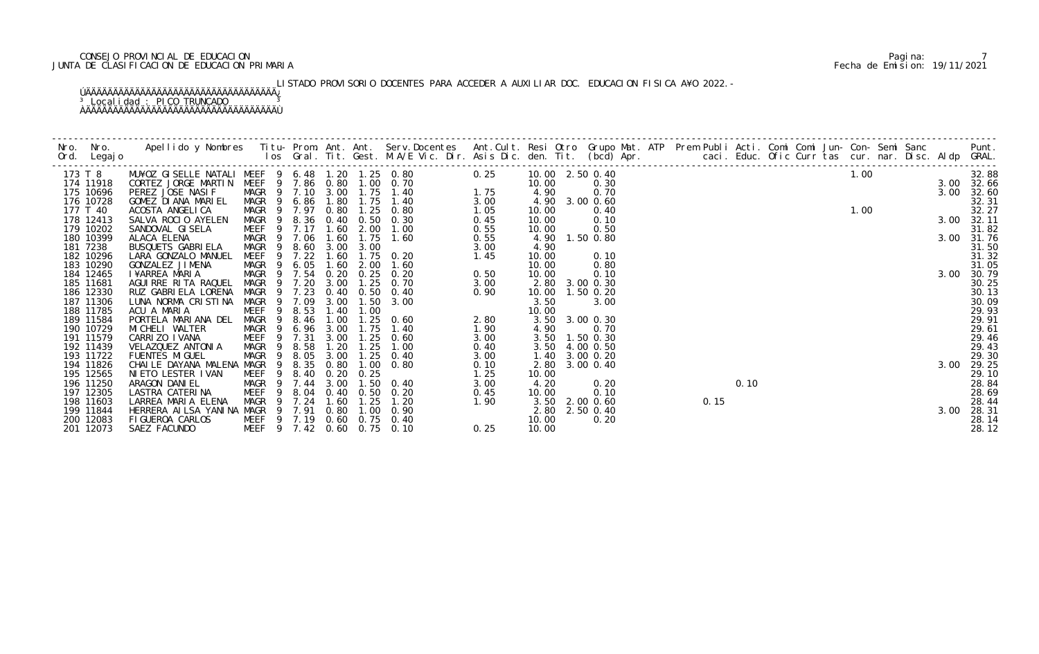CONSEJO PROVINCIAL DE EDUCACION
JUNTA DE CLASIFICACION DE EDUCACION PRIMARIA

LISTADO PROVISORIO DOCENTES PARA ACCEDER A AUXILIAR DOC. EDUCACION FISICA A¥O 2022.-

Localidad : PICO TRUNCADO

| Nro. Ord. | Nro. Legajo | Apellido y Nombres | Titu- los | Prom. Gral. | Ant. Tit. | Ant. Gest. | Serv.Docentes M.A/E Vic. Dir. | Ant.Cult. Asis Dic. | Resi den. | Otro Tit. | Grupo Mat. (bcd) Apr. | ATP | Prem caci. | Publi Educ. | Acti. Ofic | Comi Curr | Comi tas | Jun- cur. | Con- nar. | Semi Disc. | Sanc | Aldp | Punt. GRAL. |
|---|---|---|---|---|---|---|---|---|---|---|---|---|---|---|---|---|---|---|---|---|---|---|---|
| 173 | T 8 | MU¥OZ GISELLE NATALI | MEEF 9 | 6.48 | 1.20 | 1.25 | 0.80 | 0.25 | 10.00 | 2.50 | 0.40 | | | | | | | 1.00 | | | | | 32.88 |
| 174 | 11918 | CORTEZ JORGE MARTIN | MEEF 9 | 7.86 | 0.80 | 1.00 | 0.70 | | 10.00 | | 0.30 | | | | | | | | | | | 3.00 | 32.66 |
| 175 | 10696 | PEREZ JOSE NASIF | MAGR 9 | 7.10 | 3.00 | 1.75 | 1.40 | 1.75 | 4.90 | | 0.70 | | | | | | | | | | | 3.00 | 32.60 |
| 176 | 10728 | GOMEZ DIANA MARIEL | MAGR 9 | 6.86 | 1.80 | 1.75 | 1.40 | 3.00 | 4.90 | 3.00 | 0.60 | | | | | | | | | | | | 32.31 |
| 177 | T 40 | ACOSTA ANGELICA | MAGR 9 | 7.97 | 0.80 | 1.25 | 0.80 | 1.05 | 10.00 | | 0.40 | | | | | | | 1.00 | | | | | 32.27 |
| 178 | 12413 | SALVA ROCIO AYELEN | MAGR 9 | 8.36 | 0.40 | 0.50 | 0.30 | 0.45 | 10.00 | | 0.10 | | | | | | | | | | | 3.00 | 32.11 |
| 179 | 10202 | SANDOVAL GISELA | MEEF 9 | 7.17 | 1.60 | 2.00 | 1.00 | 0.55 | 10.00 | | 0.50 | | | | | | | | | | | | 31.82 |
| 180 | 10399 | ALACA ELENA | MAGR 9 | 7.06 | 1.60 | 1.75 | 1.60 | 0.55 | 4.90 | 1.50 | 0.80 | | | | | | | | | | | 3.00 | 31.76 |
| 181 | 7238 | BUSQUETS GABRIELA | MAGR 9 | 8.60 | 3.00 | 3.00 | | 3.00 | 4.90 | | | | | | | | | | | | | | 31.50 |
| 182 | 10296 | LARA GONZALO MANUEL | MEEF 9 | 7.22 | 1.60 | 1.75 | 0.20 | 1.45 | 10.00 | | 0.10 | | | | | | | | | | | | 31.32 |
| 183 | 10290 | GONZALEZ JIMENA | MAGR 9 | 6.05 | 1.60 | 2.00 | 1.60 | | 10.00 | | 0.80 | | | | | | | | | | | | 31.05 |
| 184 | 12465 | I¥ARREA MARIA | MAGR 9 | 7.54 | 0.20 | 0.25 | 0.20 | 0.50 | 10.00 | | 0.10 | | | | | | | | | | | 3.00 | 30.79 |
| 185 | 11681 | AGUIRRE RITA RAQUEL | MAGR 9 | 7.20 | 3.00 | 1.25 | 0.70 | 3.00 | 2.80 | 3.00 | 0.30 | | | | | | | | | | | | 30.25 |
| 186 | 12330 | RUZ GABRIELA LORENA | MAGR 9 | 7.23 | 0.40 | 0.50 | 0.40 | 0.90 | 10.00 | 1.50 | 0.20 | | | | | | | | | | | | 30.13 |
| 187 | 11306 | LUNA NORMA CRISTINA | MAGR 9 | 7.09 | 3.00 | 1.50 | 3.00 | | 3.50 | | 3.00 | | | | | | | | | | | | 30.09 |
| 188 | 11785 | ACU A MARIA | MEEF 9 | 8.53 | 1.40 | 1.00 | | | 10.00 | | | | | | | | | | | | | | 29.93 |
| 189 | 11584 | PORTELA MARIANA DEL | MAGR 9 | 8.46 | 1.00 | 1.25 | 0.60 | 2.80 | 3.50 | 3.00 | 0.30 | | | | | | | | | | | | 29.91 |
| 190 | 10729 | MICHELI WALTER | MAGR 9 | 6.96 | 3.00 | 1.75 | 1.40 | 1.90 | 4.90 | | 0.70 | | | | | | | | | | | | 29.61 |
| 191 | 11579 | CARRIZO IVANA | MEEF 9 | 7.31 | 3.00 | 1.25 | 0.60 | 3.00 | 3.50 | 1.50 | 0.30 | | | | | | | | | | | | 29.46 |
| 192 | 11439 | VELAZQUEZ ANTONIA | MAGR 9 | 8.58 | 1.20 | 1.25 | 1.00 | 0.40 | 3.50 | 4.00 | 0.50 | | | | | | | | | | | | 29.43 |
| 193 | 11722 | FUENTES MIGUEL | MAGR 9 | 8.05 | 3.00 | 1.25 | 0.40 | 3.00 | 1.40 | 3.00 | 0.20 | | | | | | | | | | | | 29.30 |
| 194 | 11826 | CHAILE DAYANA MALENA | MAGR 9 | 8.35 | 0.80 | 1.00 | 0.80 | 0.10 | 2.80 | 3.00 | 0.40 | | | | | | | | | | | 3.00 | 29.25 |
| 195 | 12565 | NIETO LESTER IVAN | MEEF 9 | 8.40 | 0.20 | 0.25 | | 1.25 | 10.00 | | | | | | | | | | | | | | 29.10 |
| 196 | 11250 | ARAGON DANIEL | MAGR 9 | 7.44 | 3.00 | 1.50 | 0.40 | 3.00 | 4.20 | | 0.20 | | | 0.10 | | | | | | | | | 28.84 |
| 197 | 12305 | LASTRA CATERINA | MEEF 9 | 8.04 | 0.40 | 0.50 | 0.20 | 0.45 | 10.00 | | 0.10 | | | | | | | | | | | | 28.69 |
| 198 | 11603 | LARREA MARIA ELENA | MAGR 9 | 7.24 | 1.60 | 1.25 | 1.20 | 1.90 | 3.50 | 2.00 | 0.60 | | 0.15 | | | | | | | | | | 28.44 |
| 199 | 11844 | HERRERA AILSA YANINA | MAGR 9 | 7.91 | 0.80 | 1.00 | 0.90 | | 2.80 | 2.50 | 0.40 | | | | | | | | | | | 3.00 | 28.31 |
| 200 | 12083 | FIGUEROA CARLOS | MEEF 9 | 7.19 | 0.60 | 0.75 | 0.40 | | 10.00 | | 0.20 | | | | | | | | | | | | 28.14 |
| 201 | 12073 | SAEZ FACUNDO | MEEF 9 | 7.42 | 0.60 | 0.75 | 0.10 | 0.25 | 10.00 | | | | | | | | | | | | | | 28.12 |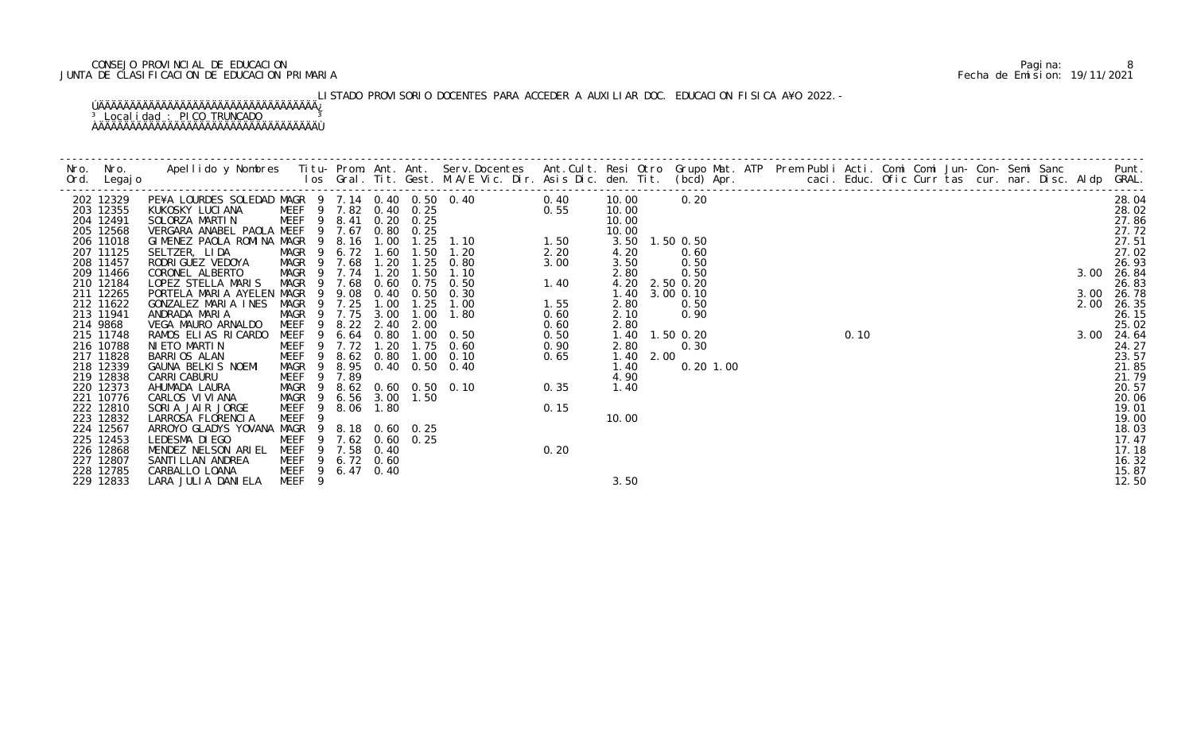CONSEJO PROVINCIAL DE EDUCACION
JUNTA DE CLASIFICACION DE EDUCACION PRIMARIA

Pagina: 8
Fecha de Emision: 19/11/2021

LISTADO PROVISORIO DOCENTES PARA ACCEDER A AUXILIAR DOC. EDUCACION FISICA A¥O 2022.-

Localidad : PICO TRUNCADO

| Nro. Ord. | Nro. Legajo | Apellido y Nombres | Titu- los | Prom. Gral. | Ant. Tit. | Ant. Gest. | Serv.Docentes M.A/E Vic. Dir. | Ant.Cult. Asis Dic. | Resi den. | Otro Tit. | Grupo Mat. (bcd) Apr. | ATP | Prem Publi caci. | Acti. Educ. | Comi Ofic | Comi Curr tas | Jun- cur. | Con- nar. | Semi Disc. | Sanc Aldp | Punt. GRAL. |
|---|---|---|---|---|---|---|---|---|---|---|---|---|---|---|---|---|---|---|---|---|---|
| 202 | 12329 | PE¥A LOURDES SOLEDAD | MAGR 9 | 7.14 | 0.40 | 0.50 | 0.40 | 0.40 | 10.00 | | 0.20 | | | | | | | | | | 28.04 |
| 203 | 12355 | KUKOSKY LUCIANA | MEEF 9 | 7.82 | 0.40 | 0.25 | | 0.55 | 10.00 | | | | | | | | | | | | 28.02 |
| 204 | 12491 | SOLORZA MARTIN | MEEF 9 | 8.41 | 0.20 | 0.25 | | | 10.00 | | | | | | | | | | | | 27.86 |
| 205 | 12568 | VERGARA ANABEL PAOLA | MEEF 9 | 7.67 | 0.80 | 0.25 | | | 10.00 | | | | | | | | | | | | 27.72 |
| 206 | 11018 | GIMENEZ PAOLA ROMINA | MAGR 9 | 8.16 | 1.00 | 1.25 | 1.10 | 1.50 | 3.50 | 1.50 | 0.50 | | | | | | | | | | 27.51 |
| 207 | 11125 | SELTZER, LIDA | MAGR 9 | 6.72 | 1.60 | 1.50 | 1.20 | 2.20 | 4.20 | | 0.60 | | | | | | | | | | 27.02 |
| 208 | 11457 | RODRIGUEZ VEDOYA | MAGR 9 | 7.68 | 1.20 | 1.25 | 0.80 | 3.00 | 3.50 | | 0.50 | | | | | | | | | | 26.93 |
| 209 | 11466 | CORONEL ALBERTO | MAGR 9 | 7.74 | 1.20 | 1.50 | 1.10 | | 2.80 | | 0.50 | | | | | | | | | 3.00 | 26.84 |
| 210 | 12184 | LOPEZ STELLA MARIS | MAGR 9 | 7.68 | 0.60 | 0.75 | 0.50 | 1.40 | 4.20 | 2.50 | 0.20 | | | | | | | | | | 26.83 |
| 211 | 12265 | PORTELA MARIA AYELEN | MAGR 9 | 9.08 | 0.40 | 0.50 | 0.30 | | 1.40 | 3.00 | 0.10 | | | | | | | | | 3.00 | 26.78 |
| 212 | 11622 | GONZALEZ MARIA INES | MAGR 9 | 7.25 | 1.00 | 1.25 | 1.00 | 1.55 | 2.80 | | 0.50 | | | | | | | | | 2.00 | 26.35 |
| 213 | 11941 | ANDRADA MARIA | MAGR 9 | 7.75 | 3.00 | 1.00 | 1.80 | 0.60 | 2.10 | | 0.90 | | | | | | | | | | 26.15 |
| 214 | 9868 | VEGA MAURO ARNALDO | MEEF 9 | 8.22 | 2.40 | 2.00 | | 0.60 | 2.80 | | | | | | | | | | | | 25.02 |
| 215 | 11748 | RAMOS ELIAS RICARDO | MEEF 9 | 6.64 | 0.80 | 1.00 | 0.50 | 0.50 | 1.40 | 1.50 | 0.20 | | | 0.10 | | | | | | 3.00 | 24.64 |
| 216 | 10788 | NIETO MARTIN | MEEF 9 | 7.72 | 1.20 | 1.75 | 0.60 | 0.90 | 2.80 | | 0.30 | | | | | | | | | | 24.27 |
| 217 | 11828 | BARRIOS ALAN | MEEF 9 | 8.62 | 0.80 | 1.00 | 0.10 | 0.65 | 1.40 | 2.00 | | | | | | | | | | | 23.57 |
| 218 | 12339 | GAUNA BELKIS NOEMI | MAGR 9 | 8.95 | 0.40 | 0.50 | 0.40 | | 1.40 | | 0.20 1.00 | | | | | | | | | | 21.85 |
| 219 | 12838 | CARRICABURU | MEEF 9 | 7.89 | | | | | 4.90 | | | | | | | | | | | | 21.79 |
| 220 | 12373 | AHUMADA LAURA | MAGR 9 | 8.62 | 0.60 | 0.50 | 0.10 | 0.35 | 1.40 | | | | | | | | | | | | 20.57 |
| 221 | 10776 | CARLOS VIVIANA | MAGR 9 | 6.56 | 3.00 | 1.50 | | | | | | | | | | | | | | | 20.06 |
| 222 | 12810 | SORIA JAIR JORGE | MEEF 9 | 8.06 | 1.80 | | | 0.15 | | | | | | | | | | | | | 19.01 |
| 223 | 12832 | LARROSA FLORENCIA | MEEF 9 | | | | | | 10.00 | | | | | | | | | | | | 19.00 |
| 224 | 12567 | ARROYO GLADYS YOVANA | MAGR 9 | 8.18 | 0.60 | 0.25 | | | | | | | | | | | | | | | 18.03 |
| 225 | 12453 | LEDESMA DIEGO | MEEF 9 | 7.62 | 0.60 | 0.25 | | | | | | | | | | | | | | | 17.47 |
| 226 | 12868 | MENDEZ NELSON ARIEL | MEEF 9 | 7.58 | 0.40 | | | 0.20 | | | | | | | | | | | | | 17.18 |
| 227 | 12807 | SANTILLAN ANDREA | MEEF 9 | 6.72 | 0.60 | | | | | | | | | | | | | | | | 16.32 |
| 228 | 12785 | CARBALLO LOANA | MEEF 9 | 6.47 | 0.40 | | | | | | | | | | | | | | | | 15.87 |
| 229 | 12833 | LARA JULIA DANIELA | MEEF 9 | | | | | | 3.50 | | | | | | | | | | | | 12.50 |